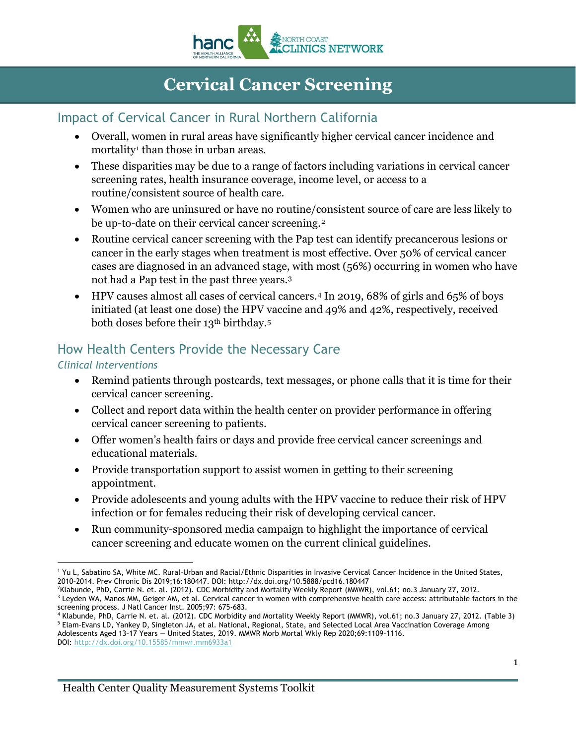# Cervical Cancer Screening

## Impact of Cervical Cancer in Rural Northern California

- Overall, women in rural areas have significantly higher cervical cancer incidence and mortality[1] than those in urban areas.
- These disparities may be due to a range of factors including variations in cervical cancer screening rates, health insurance coverage, income level, or access to a routine/consistent source of health care.
- Women who are uninsured or have no routine/consistent source of care are less likely to be up-to-date on their cervical cancer screening.[2]
- Routine cervical cancer screening with the Pap test can identify precancerous lesions or cancer in the early stages when treatment is most effective. Over 50% of cervical cancer cases are diagnosed in an advanced stage, with most (56%) occurring in women who have not had a Pap test in the past three years.[3]
- HPV causes almost all cases of cervical cancers.[4] In 2019, 68% of girls and 65% of boys initiated (at least one dose) the HPV vaccine and 49% and 42%, respectively, received both doses before their 13th birthday.[5]

## How Health Centers Provide the Necessary Care

### *Clinical Interventions*

- Remind patients through postcards, text messages, or phone calls that it is time for their cervical cancer screening.
- Collect and report data within the health center on provider performance in offering cervical cancer screening to patients.
- Offer women's health fairs or days and provide free cervical cancer screenings and educational materials.
- Provide transportation support to assist women in getting to their screening appointment.
- Provide adolescents and young adults with the HPV vaccine to reduce their risk of HPV infection or for females reducing their risk of developing cervical cancer.
- Run community-sponsored media campaign to highlight the importance of cervical cancer screening and educate women on the current clinical guidelines.

---

[1] Yu L, Sabatino SA, White MC. Rural–Urban and Racial/Ethnic Disparities in Invasive Cervical Cancer Incidence in the United States, 2010–2014. Prev Chronic Dis 2019;16:180447. DOI: http://dx.doi.org/10.5888/pcd16.180447

[2] Klabunde, PhD, Carrie N. et. al. (2012). CDC Morbidity and Mortality Weekly Report (MMWR), vol.61; no.3 January 27, 2012.

[3] Leyden WA, Manos MM, Geiger AM, et al. Cervical cancer in women with comprehensive health care access: attributable factors in the screening process. J Natl Cancer Inst. 2005;97: 675-683.

[4] Klabunde, PhD, Carrie N. et. al. (2012). CDC Morbidity and Mortality Weekly Report (MMWR), vol.61; no.3 January 27, 2012. (Table 3)

[5] Elam-Evans LD, Yankey D, Singleton JA, et al. National, Regional, State, and Selected Local Area Vaccination Coverage Among Adolescents Aged 13–17 Years — United States, 2019. MMWR Morb Mortal Wkly Rep 2020;69:1109–1116. DOI: http://dx.doi.org/10.15585/mmwr.mm6933a1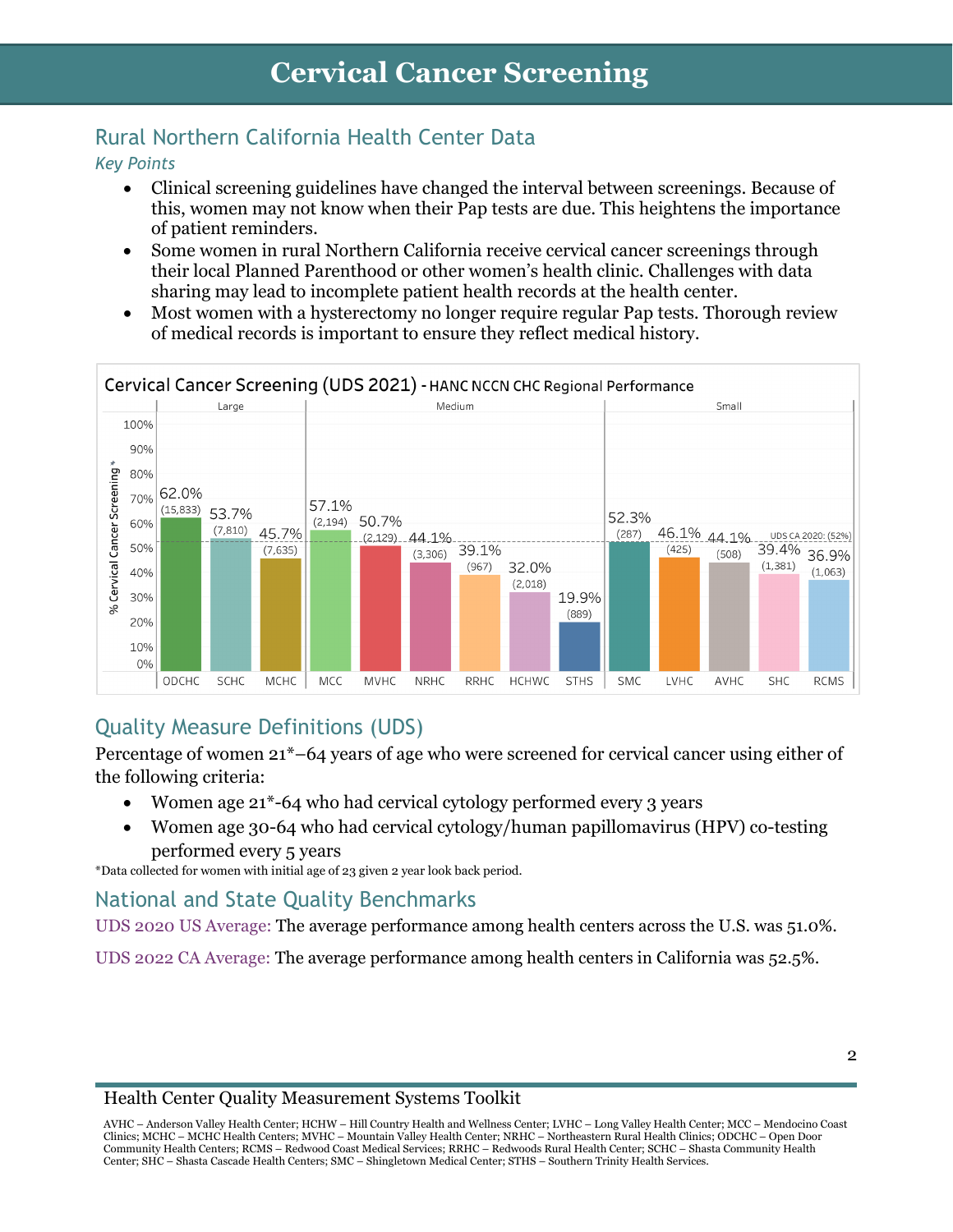# Cervical Cancer Screening

## Rural Northern California Health Center Data

*Key Points*

- Clinical screening guidelines have changed the interval between screenings. Because of this, women may not know when their Pap tests are due. This heightens the importance of patient reminders.
- Some women in rural Northern California receive cervical cancer screenings through their local Planned Parenthood or other women's health clinic. Challenges with data sharing may lead to incomplete patient health records at the health center.
- Most women with a hysterectomy no longer require regular Pap tests. Thorough review of medical records is important to ensure they reflect medical history.

Cervical Cancer Screening (UDS 2021) - HANC NCCN CHC Regional Performance

Large | Medium | Small

% Cervical Cancer Screening *

100%
90%
80%
70%
60%
50%
40%
30%
20%
10%
0%

ODCHC 62.0% (15,833)
SCHC 53.7% (7,810)
MCHC 45.7% (7,635)
MCC 57.1% (2,194)
MVHC 50.7% (2,129)
NRHC 44.1% (3,306)
RRHC 39.1% (967)
HCHWC 32.0% (2,018)
STHS 19.9% (889)
SMC 52.3% (287)
LVHC 46.1% (425)
AVHC 44.1% (508)
SHC 39.4% (1,381)
RCMS 36.9% (1,063)

UDS CA 2020: (52%)

## Quality Measure Definitions (UDS)

Percentage of women 21*–64 years of age who were screened for cervical cancer using either of the following criteria:

- Women age 21*-64 who had cervical cytology performed every 3 years
- Women age 30-64 who had cervical cytology/human papillomavirus (HPV) co-testing performed every 5 years

*Data collected for women with initial age of 23 given 2 year look back period.

## National and State Quality Benchmarks

UDS 2020 US Average: The average performance among health centers across the U.S. was 51.0%.

UDS 2022 CA Average: The average performance among health centers in California was 52.5%.

Health Center Quality Measurement Systems Toolkit

AVHC – Anderson Valley Health Center; HCHW – Hill Country Health and Wellness Center; LVHC – Long Valley Health Center; MCC – Mendocino Coast Clinics; MCHC – MCHC Health Centers; MVHC – Mountain Valley Health Center; NRHC – Northeastern Rural Health Clinics; ODCHC – Open Door Community Health Centers; RCMS – Redwood Coast Medical Services; RRHC – Redwoods Rural Health Center; SCHC – Shasta Community Health Center; SHC – Shasta Cascade Health Centers; SMC – Shingletown Medical Center; STHS – Southern Trinity Health Services.